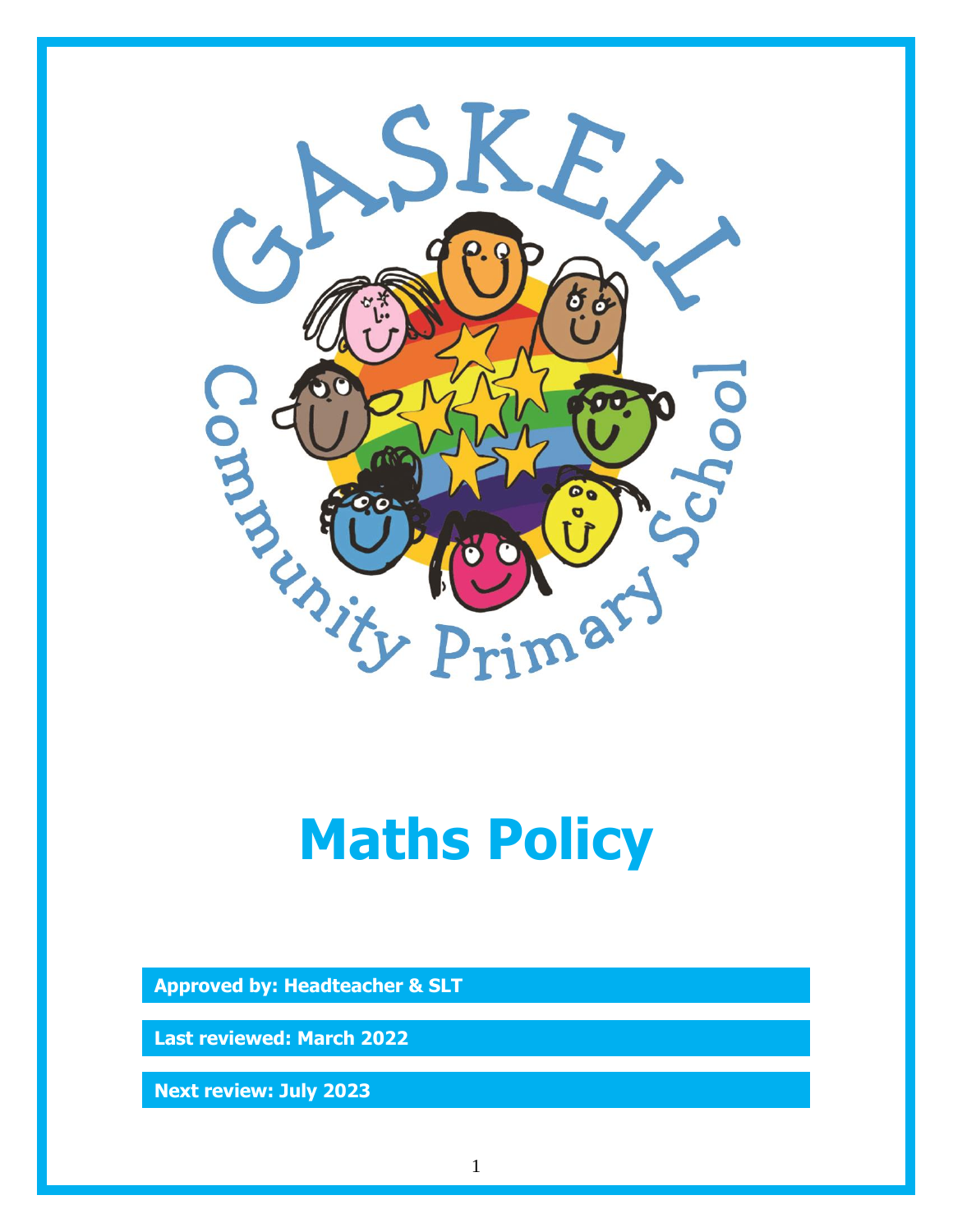# Maths Policy

**Approved by: Headteacher & SLT**

**Last reviewed: March 2022**

**Next review: July 2023**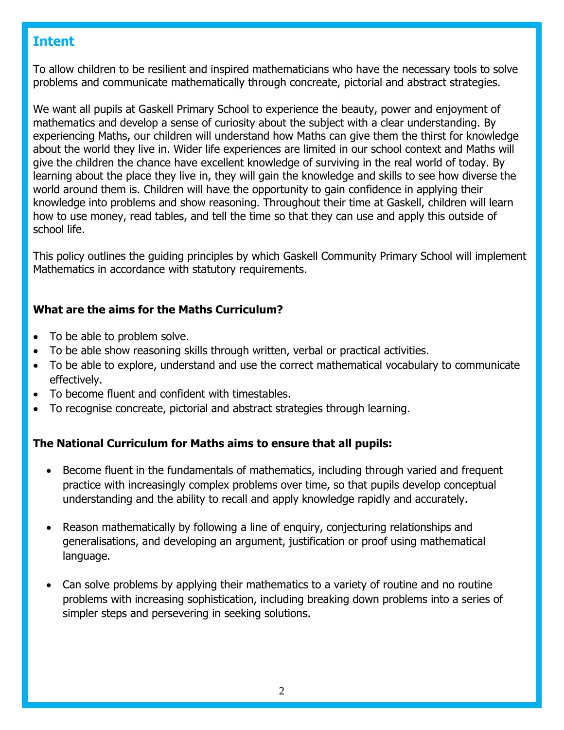## Intent

To allow children to be resilient and inspired mathematicians who have the necessary tools to solve problems and communicate mathematically through concreate, pictorial and abstract strategies.

We want all pupils at Gaskell Primary School to experience the beauty, power and enjoyment of mathematics and develop a sense of curiosity about the subject with a clear understanding. By experiencing Maths, our children will understand how Maths can give them the thirst for knowledge about the world they live in. Wider life experiences are limited in our school context and Maths will give the children the chance have excellent knowledge of surviving in the real world of today. By learning about the place they live in, they will gain the knowledge and skills to see how diverse the world around them is. Children will have the opportunity to gain confidence in applying their knowledge into problems and show reasoning. Throughout their time at Gaskell, children will learn how to use money, read tables, and tell the time so that they can use and apply this outside of school life.

This policy outlines the guiding principles by which Gaskell Community Primary School will implement Mathematics in accordance with statutory requirements.

**What are the aims for the Maths Curriculum?**

- To be able to problem solve.
- To be able show reasoning skills through written, verbal or practical activities.
- To be able to explore, understand and use the correct mathematical vocabulary to communicate effectively.
- To become fluent and confident with timestables.
- To recognise concreate, pictorial and abstract strategies through learning.

**The National Curriculum for Maths aims to ensure that all pupils:**

- Become fluent in the fundamentals of mathematics, including through varied and frequent practice with increasingly complex problems over time, so that pupils develop conceptual understanding and the ability to recall and apply knowledge rapidly and accurately.
- Reason mathematically by following a line of enquiry, conjecturing relationships and generalisations, and developing an argument, justification or proof using mathematical language.
- Can solve problems by applying their mathematics to a variety of routine and no routine problems with increasing sophistication, including breaking down problems into a series of simpler steps and persevering in seeking solutions.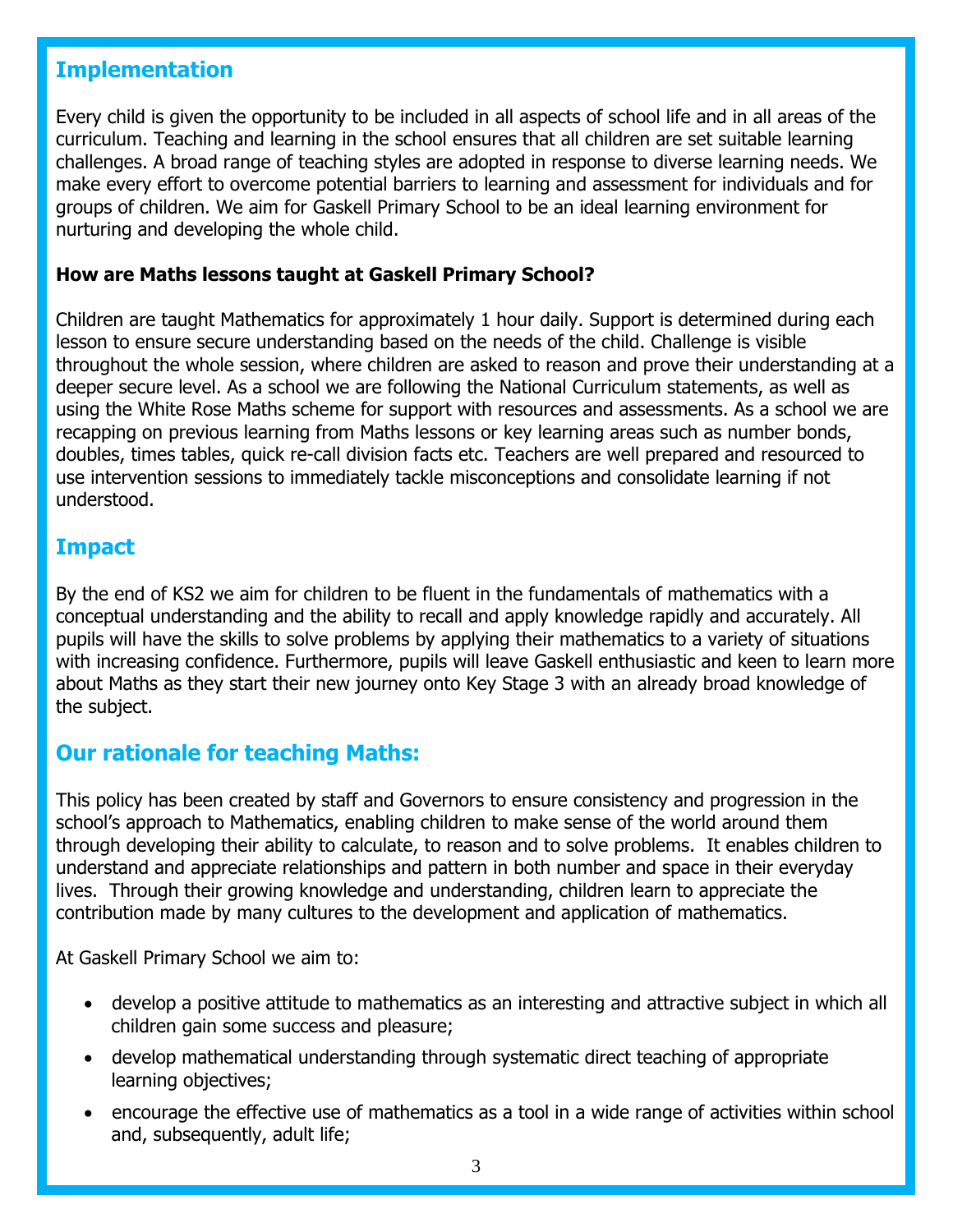## Implementation

Every child is given the opportunity to be included in all aspects of school life and in all areas of the curriculum. Teaching and learning in the school ensures that all children are set suitable learning challenges. A broad range of teaching styles are adopted in response to diverse learning needs. We make every effort to overcome potential barriers to learning and assessment for individuals and for groups of children. We aim for Gaskell Primary School to be an ideal learning environment for nurturing and developing the whole child.

**How are Maths lessons taught at Gaskell Primary School?**

Children are taught Mathematics for approximately 1 hour daily. Support is determined during each lesson to ensure secure understanding based on the needs of the child. Challenge is visible throughout the whole session, where children are asked to reason and prove their understanding at a deeper secure level. As a school we are following the National Curriculum statements, as well as using the White Rose Maths scheme for support with resources and assessments. As a school we are recapping on previous learning from Maths lessons or key learning areas such as number bonds, doubles, times tables, quick re-call division facts etc. Teachers are well prepared and resourced to use intervention sessions to immediately tackle misconceptions and consolidate learning if not understood.

## Impact

By the end of KS2 we aim for children to be fluent in the fundamentals of mathematics with a conceptual understanding and the ability to recall and apply knowledge rapidly and accurately. All pupils will have the skills to solve problems by applying their mathematics to a variety of situations with increasing confidence. Furthermore, pupils will leave Gaskell enthusiastic and keen to learn more about Maths as they start their new journey onto Key Stage 3 with an already broad knowledge of the subject.

## Our rationale for teaching Maths:

This policy has been created by staff and Governors to ensure consistency and progression in the school's approach to Mathematics, enabling children to make sense of the world around them through developing their ability to calculate, to reason and to solve problems. It enables children to understand and appreciate relationships and pattern in both number and space in their everyday lives. Through their growing knowledge and understanding, children learn to appreciate the contribution made by many cultures to the development and application of mathematics.

At Gaskell Primary School we aim to:

- develop a positive attitude to mathematics as an interesting and attractive subject in which all children gain some success and pleasure;
- develop mathematical understanding through systematic direct teaching of appropriate learning objectives;
- encourage the effective use of mathematics as a tool in a wide range of activities within school and, subsequently, adult life;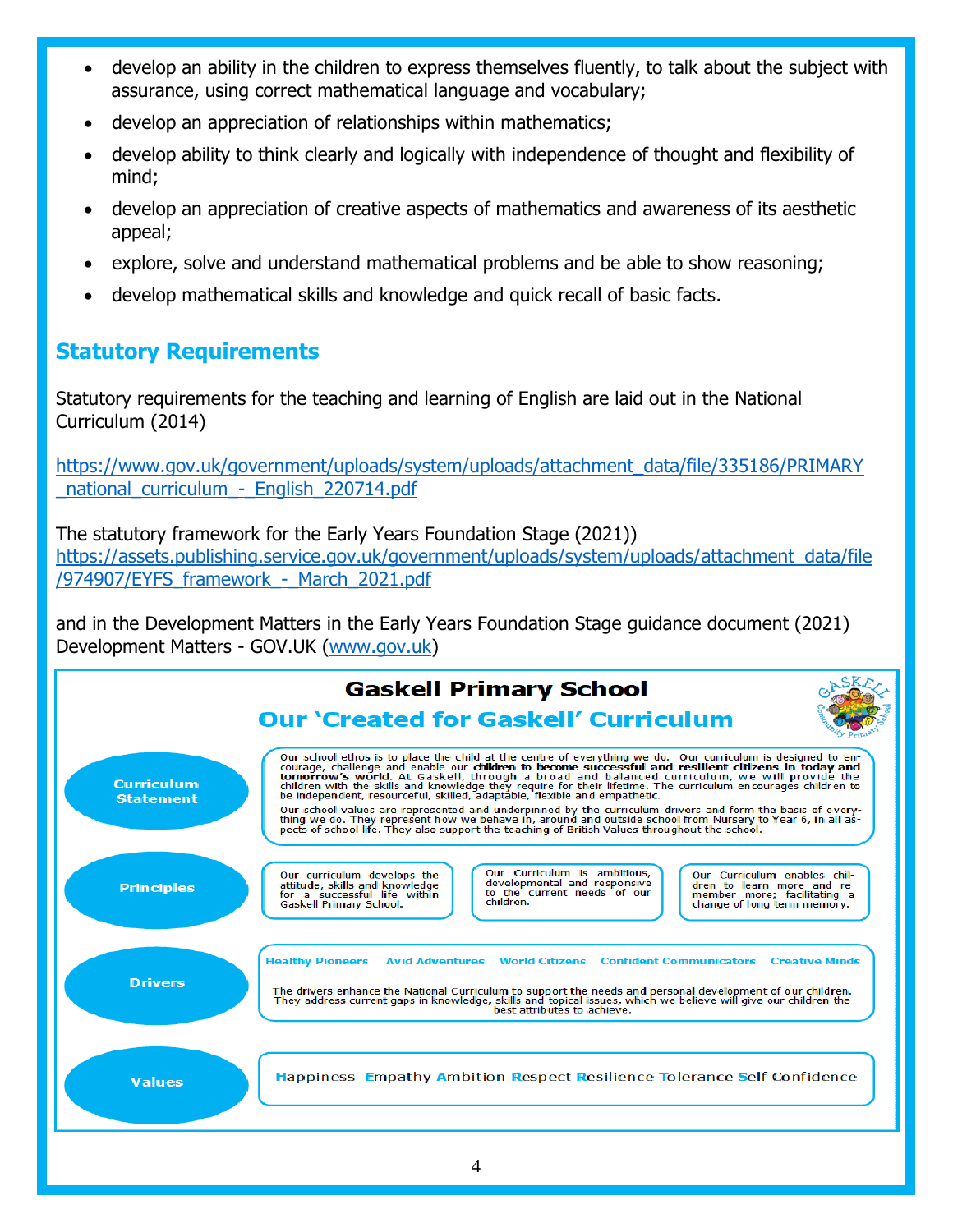- develop an ability in the children to express themselves fluently, to talk about the subject with assurance, using correct mathematical language and vocabulary;
- develop an appreciation of relationships within mathematics;
- develop ability to think clearly and logically with independence of thought and flexibility of mind;
- develop an appreciation of creative aspects of mathematics and awareness of its aesthetic appeal;
- explore, solve and understand mathematical problems and be able to show reasoning;
- develop mathematical skills and knowledge and quick recall of basic facts.

## Statutory Requirements

Statutory requirements for the teaching and learning of English are laid out in the National Curriculum (2014)

https://www.gov.uk/government/uploads/system/uploads/attachment_data/file/335186/PRIMARY_national_curriculum_-_English_220714.pdf

The statutory framework for the Early Years Foundation Stage (2021))
https://assets.publishing.service.gov.uk/government/uploads/system/uploads/attachment_data/file/974907/EYFS_framework_-_March_2021.pdf

and in the Development Matters in the Early Years Foundation Stage guidance document (2021) Development Matters - GOV.UK (www.gov.uk)

## Gaskell Primary School

### Our 'Created for Gaskell' Curriculum

**Curriculum Statement**

Our school ethos is to place the child at the centre of everything we do. Our curriculum is designed to encourage, challenge and enable our **children to become successful and resilient citizens in today and tomorrow's world**. At Gaskell, through a broad and balanced curriculum, we will provide the children with the skills and knowledge they require for their lifetime. The curriculum encourages children to be independent, resourceful, skilled, adaptable, flexible and empathetic.

Our school values are represented and underpinned by the curriculum drivers and form the basis of everything we do. They represent how we behave in, around and outside school from Nursery to Year 6, in all aspects of school life. They also support the teaching of British Values throughout the school.

**Principles**

- Our curriculum develops the attitude, skills and knowledge for a successful life within Gaskell Primary School.
- Our Curriculum is ambitious, developmental and responsive to the current needs of our children.
- Our Curriculum enables children to learn more and remember more; facilitating a change of long term memory.

**Drivers**

Healthy Pioneers   Avid Adventures   World Citizens   Confident Communicators   Creative Minds

The drivers enhance the National Curriculum to support the needs and personal development of our children. They address current gaps in knowledge, skills and topical issues, which we believe will give our children the best attributes to achieve.

**Values**

Happiness Empathy Ambition Respect Resilience Tolerance Self Confidence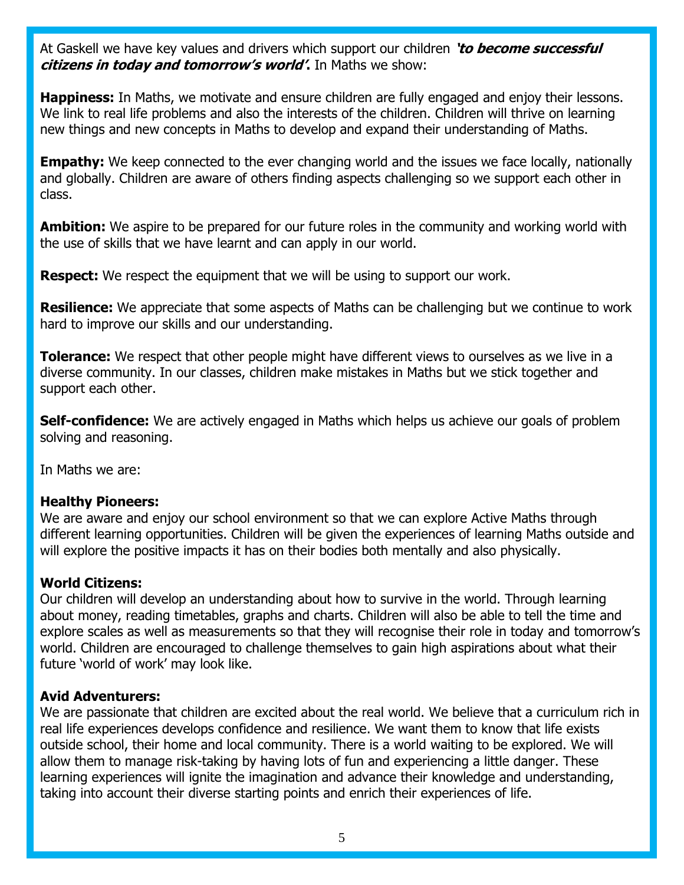At Gaskell we have key values and drivers which support our children ***'to become successful citizens in today and tomorrow's world'*.** In Maths we show:

**Happiness:** In Maths, we motivate and ensure children are fully engaged and enjoy their lessons. We link to real life problems and also the interests of the children. Children will thrive on learning new things and new concepts in Maths to develop and expand their understanding of Maths.

**Empathy:** We keep connected to the ever changing world and the issues we face locally, nationally and globally. Children are aware of others finding aspects challenging so we support each other in class.

**Ambition:** We aspire to be prepared for our future roles in the community and working world with the use of skills that we have learnt and can apply in our world.

**Respect:** We respect the equipment that we will be using to support our work.

**Resilience:** We appreciate that some aspects of Maths can be challenging but we continue to work hard to improve our skills and our understanding.

**Tolerance:** We respect that other people might have different views to ourselves as we live in a diverse community. In our classes, children make mistakes in Maths but we stick together and support each other.

**Self-confidence:** We are actively engaged in Maths which helps us achieve our goals of problem solving and reasoning.

In Maths we are:

**Healthy Pioneers:**
We are aware and enjoy our school environment so that we can explore Active Maths through different learning opportunities. Children will be given the experiences of learning Maths outside and will explore the positive impacts it has on their bodies both mentally and also physically.

**World Citizens:**
Our children will develop an understanding about how to survive in the world. Through learning about money, reading timetables, graphs and charts. Children will also be able to tell the time and explore scales as well as measurements so that they will recognise their role in today and tomorrow's world. Children are encouraged to challenge themselves to gain high aspirations about what their future 'world of work' may look like.

**Avid Adventurers:**
We are passionate that children are excited about the real world. We believe that a curriculum rich in real life experiences develops confidence and resilience. We want them to know that life exists outside school, their home and local community. There is a world waiting to be explored. We will allow them to manage risk-taking by having lots of fun and experiencing a little danger. These learning experiences will ignite the imagination and advance their knowledge and understanding, taking into account their diverse starting points and enrich their experiences of life.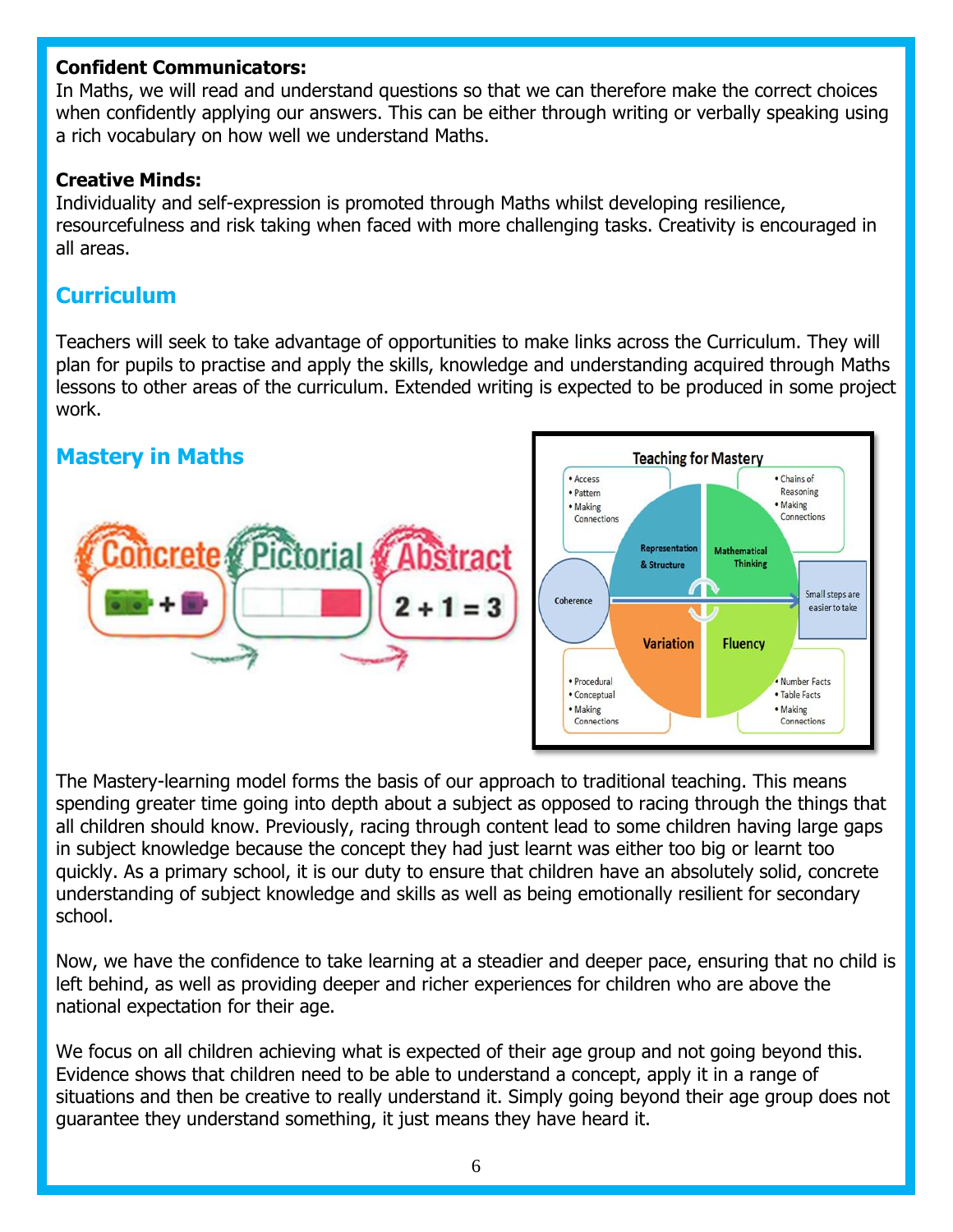**Confident Communicators:**
In Maths, we will read and understand questions so that we can therefore make the correct choices when confidently applying our answers. This can be either through writing or verbally speaking using a rich vocabulary on how well we understand Maths.

**Creative Minds:**
Individuality and self-expression is promoted through Maths whilst developing resilience, resourcefulness and risk taking when faced with more challenging tasks. Creativity is encouraged in all areas.

## Curriculum

Teachers will seek to take advantage of opportunities to make links across the Curriculum. They will plan for pupils to practise and apply the skills, knowledge and understanding acquired through Maths lessons to other areas of the curriculum. Extended writing is expected to be produced in some project work.

## Mastery in Maths

The Mastery-learning model forms the basis of our approach to traditional teaching. This means spending greater time going into depth about a subject as opposed to racing through the things that all children should know. Previously, racing through content lead to some children having large gaps in subject knowledge because the concept they had just learnt was either too big or learnt too quickly. As a primary school, it is our duty to ensure that children have an absolutely solid, concrete understanding of subject knowledge and skills as well as being emotionally resilient for secondary school.

Now, we have the confidence to take learning at a steadier and deeper pace, ensuring that no child is left behind, as well as providing deeper and richer experiences for children who are above the national expectation for their age.

We focus on all children achieving what is expected of their age group and not going beyond this. Evidence shows that children need to be able to understand a concept, apply it in a range of situations and then be creative to really understand it. Simply going beyond their age group does not guarantee they understand something, it just means they have heard it.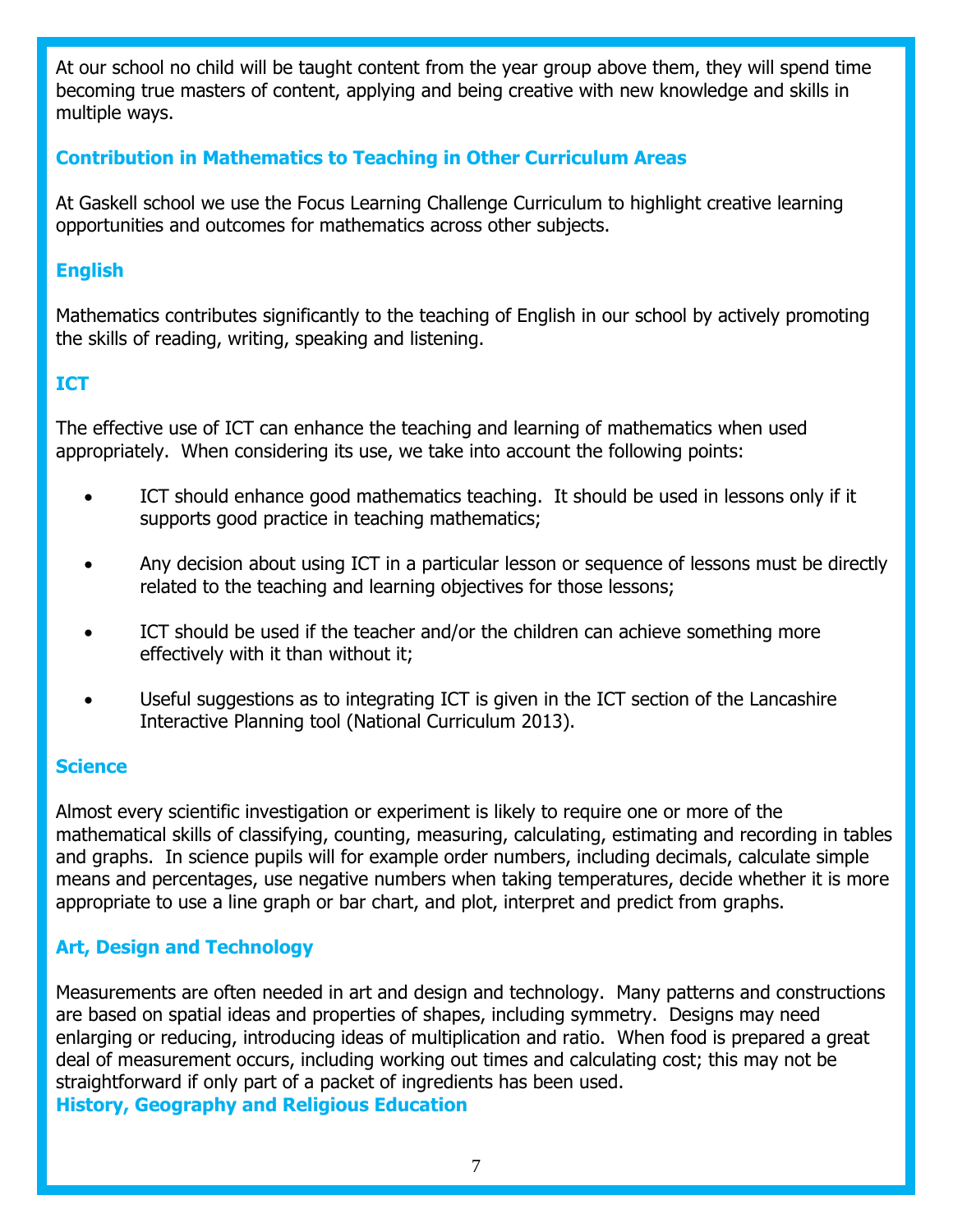At our school no child will be taught content from the year group above them, they will spend time becoming true masters of content, applying and being creative with new knowledge and skills in multiple ways.

## Contribution in Mathematics to Teaching in Other Curriculum Areas

At Gaskell school we use the Focus Learning Challenge Curriculum to highlight creative learning opportunities and outcomes for mathematics across other subjects.

### English

Mathematics contributes significantly to the teaching of English in our school by actively promoting the skills of reading, writing, speaking and listening.

### ICT

The effective use of ICT can enhance the teaching and learning of mathematics when used appropriately. When considering its use, we take into account the following points:

- ICT should enhance good mathematics teaching. It should be used in lessons only if it supports good practice in teaching mathematics;
- Any decision about using ICT in a particular lesson or sequence of lessons must be directly related to the teaching and learning objectives for those lessons;
- ICT should be used if the teacher and/or the children can achieve something more effectively with it than without it;
- Useful suggestions as to integrating ICT is given in the ICT section of the Lancashire Interactive Planning tool (National Curriculum 2013).

### Science

Almost every scientific investigation or experiment is likely to require one or more of the mathematical skills of classifying, counting, measuring, calculating, estimating and recording in tables and graphs. In science pupils will for example order numbers, including decimals, calculate simple means and percentages, use negative numbers when taking temperatures, decide whether it is more appropriate to use a line graph or bar chart, and plot, interpret and predict from graphs.

### Art, Design and Technology

Measurements are often needed in art and design and technology. Many patterns and constructions are based on spatial ideas and properties of shapes, including symmetry. Designs may need enlarging or reducing, introducing ideas of multiplication and ratio. When food is prepared a great deal of measurement occurs, including working out times and calculating cost; this may not be straightforward if only part of a packet of ingredients has been used.

### History, Geography and Religious Education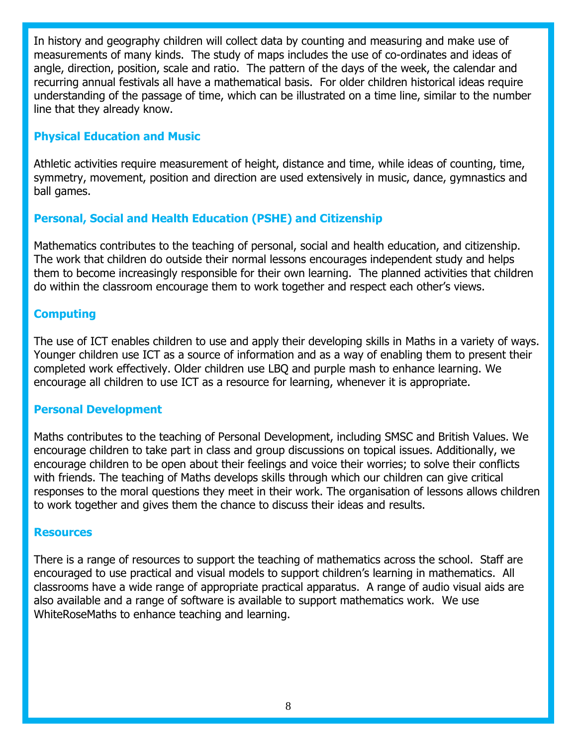In history and geography children will collect data by counting and measuring and make use of measurements of many kinds. The study of maps includes the use of co-ordinates and ideas of angle, direction, position, scale and ratio. The pattern of the days of the week, the calendar and recurring annual festivals all have a mathematical basis. For older children historical ideas require understanding of the passage of time, which can be illustrated on a time line, similar to the number line that they already know.

### Physical Education and Music

Athletic activities require measurement of height, distance and time, while ideas of counting, time, symmetry, movement, position and direction are used extensively in music, dance, gymnastics and ball games.

### Personal, Social and Health Education (PSHE) and Citizenship

Mathematics contributes to the teaching of personal, social and health education, and citizenship. The work that children do outside their normal lessons encourages independent study and helps them to become increasingly responsible for their own learning. The planned activities that children do within the classroom encourage them to work together and respect each other's views.

### Computing

The use of ICT enables children to use and apply their developing skills in Maths in a variety of ways. Younger children use ICT as a source of information and as a way of enabling them to present their completed work effectively. Older children use LBQ and purple mash to enhance learning. We encourage all children to use ICT as a resource for learning, whenever it is appropriate.

### Personal Development

Maths contributes to the teaching of Personal Development, including SMSC and British Values. We encourage children to take part in class and group discussions on topical issues. Additionally, we encourage children to be open about their feelings and voice their worries; to solve their conflicts with friends. The teaching of Maths develops skills through which our children can give critical responses to the moral questions they meet in their work. The organisation of lessons allows children to work together and gives them the chance to discuss their ideas and results.

### Resources

There is a range of resources to support the teaching of mathematics across the school. Staff are encouraged to use practical and visual models to support children's learning in mathematics. All classrooms have a wide range of appropriate practical apparatus. A range of audio visual aids are also available and a range of software is available to support mathematics work. We use WhiteRoseMaths to enhance teaching and learning.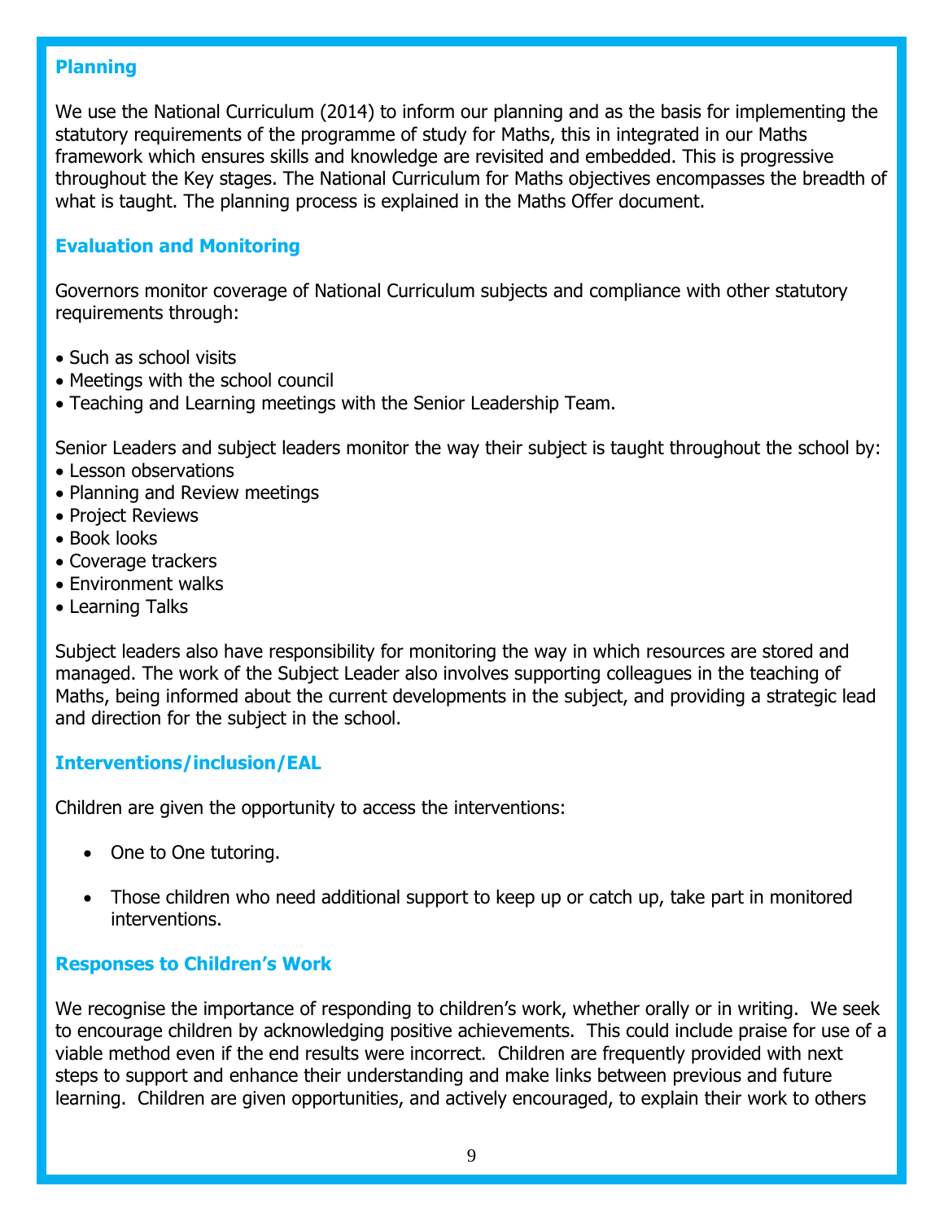## Planning

We use the National Curriculum (2014) to inform our planning and as the basis for implementing the statutory requirements of the programme of study for Maths, this in integrated in our Maths framework which ensures skills and knowledge are revisited and embedded. This is progressive throughout the Key stages. The National Curriculum for Maths objectives encompasses the breadth of what is taught. The planning process is explained in the Maths Offer document.

## Evaluation and Monitoring

Governors monitor coverage of National Curriculum subjects and compliance with other statutory requirements through:

- Such as school visits
- Meetings with the school council
- Teaching and Learning meetings with the Senior Leadership Team.

Senior Leaders and subject leaders monitor the way their subject is taught throughout the school by:

- Lesson observations
- Planning and Review meetings
- Project Reviews
- Book looks
- Coverage trackers
- Environment walks
- Learning Talks

Subject leaders also have responsibility for monitoring the way in which resources are stored and managed. The work of the Subject Leader also involves supporting colleagues in the teaching of Maths, being informed about the current developments in the subject, and providing a strategic lead and direction for the subject in the school.

## Interventions/inclusion/EAL

Children are given the opportunity to access the interventions:

- One to One tutoring.
- Those children who need additional support to keep up or catch up, take part in monitored interventions.

## Responses to Children's Work

We recognise the importance of responding to children's work, whether orally or in writing. We seek to encourage children by acknowledging positive achievements. This could include praise for use of a viable method even if the end results were incorrect. Children are frequently provided with next steps to support and enhance their understanding and make links between previous and future learning. Children are given opportunities, and actively encouraged, to explain their work to others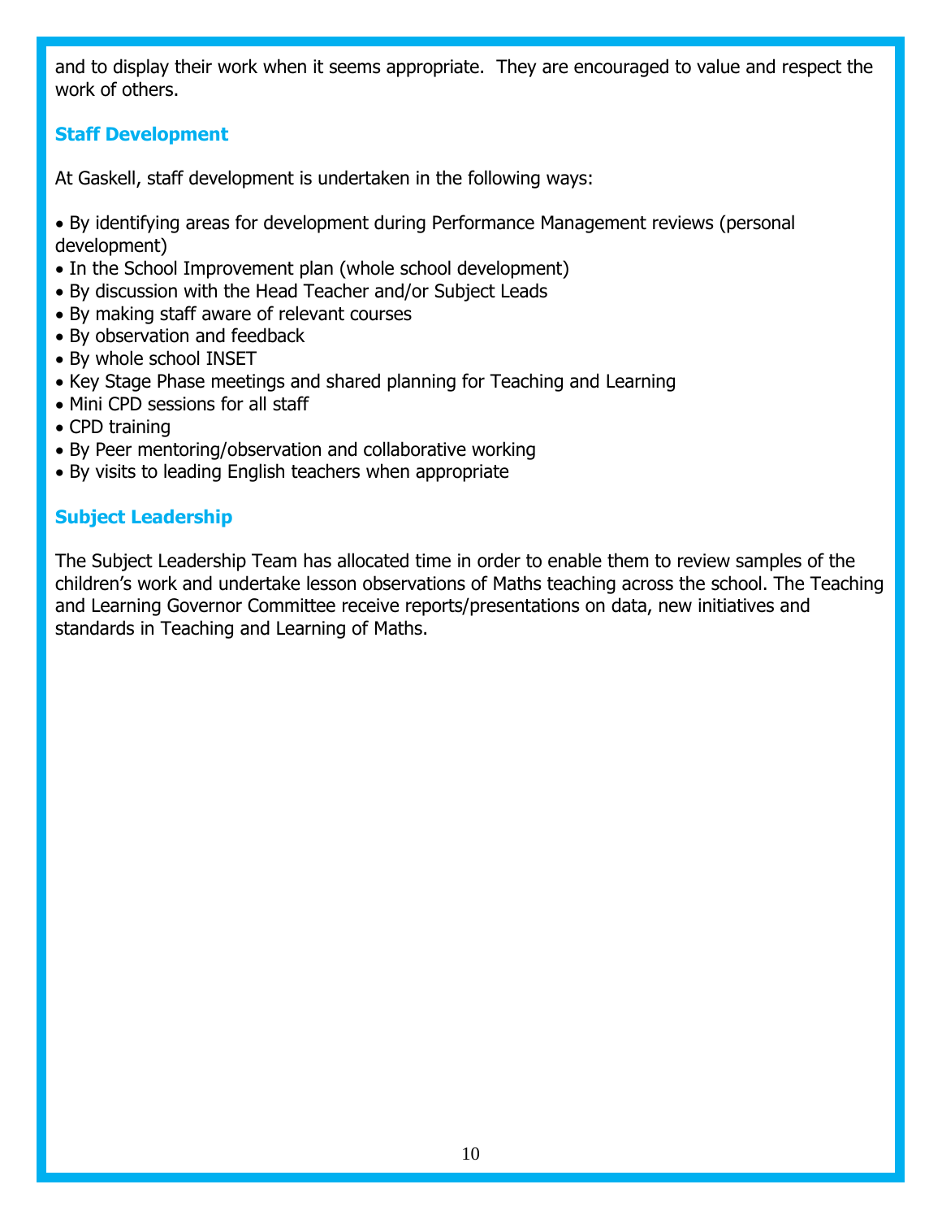and to display their work when it seems appropriate. They are encouraged to value and respect the work of others.

## Staff Development

At Gaskell, staff development is undertaken in the following ways:

- By identifying areas for development during Performance Management reviews (personal development)
- In the School Improvement plan (whole school development)
- By discussion with the Head Teacher and/or Subject Leads
- By making staff aware of relevant courses
- By observation and feedback
- By whole school INSET
- Key Stage Phase meetings and shared planning for Teaching and Learning
- Mini CPD sessions for all staff
- CPD training
- By Peer mentoring/observation and collaborative working
- By visits to leading English teachers when appropriate

## Subject Leadership

The Subject Leadership Team has allocated time in order to enable them to review samples of the children's work and undertake lesson observations of Maths teaching across the school. The Teaching and Learning Governor Committee receive reports/presentations on data, new initiatives and standards in Teaching and Learning of Maths.